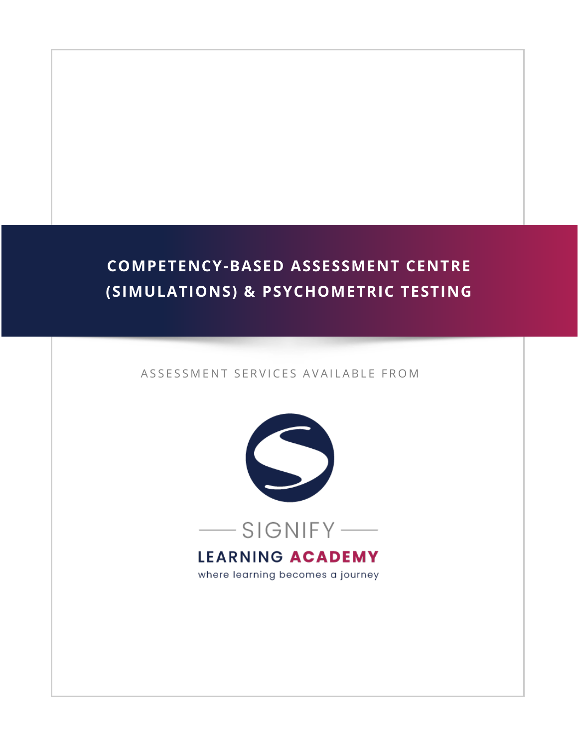# COMPETENCY-BASED ASSESSMENT CENTRE (SIMULATIONS) & PSYCHOMETRIC TESTING

ASSESSMENT SERVICES AVAILABLE FROM

SIGNIFY

LEARNING ACADEMY

where learning becomes a journey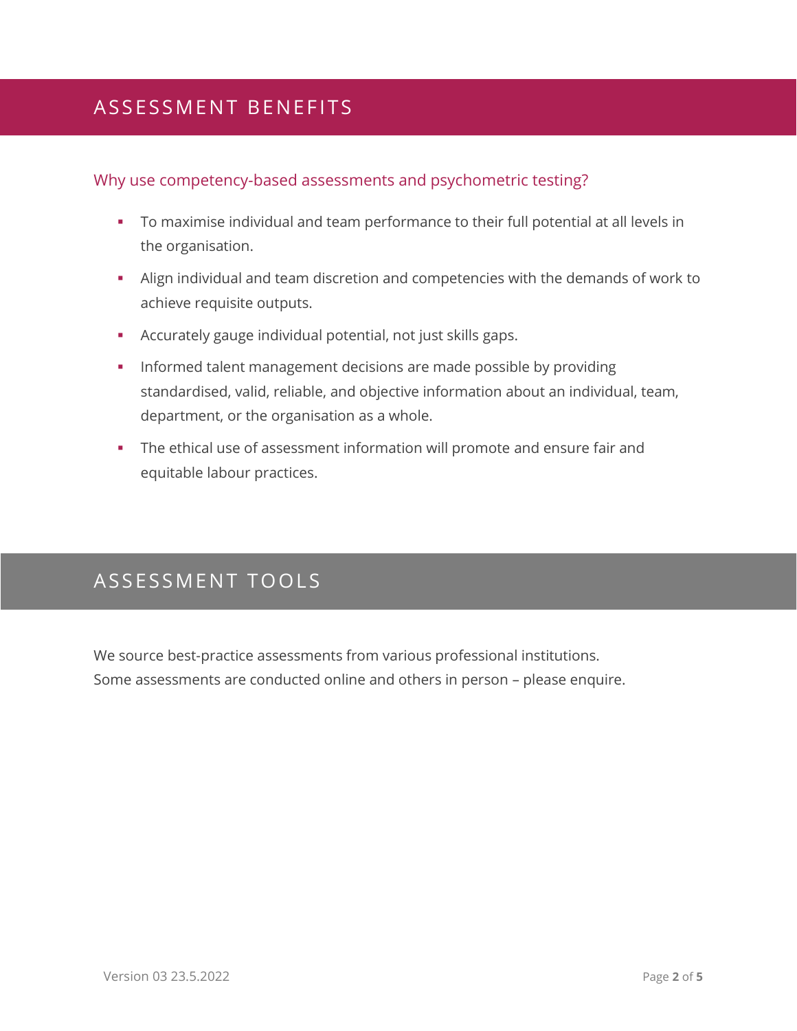## ASSESSMENT BENEFITS

### Why use competency-based assessments and psychometric testing?

- To maximise individual and team performance to their full potential at all levels in the organisation.
- Align individual and team discretion and competencies with the demands of work to achieve requisite outputs.
- Accurately gauge individual potential, not just skills gaps.
- Informed talent management decisions are made possible by providing standardised, valid, reliable, and objective information about an individual, team, department, or the organisation as a whole.
- The ethical use of assessment information will promote and ensure fair and equitable labour practices.

## ASSESSMENT TOOLS

We source best-practice assessments from various professional institutions.
Some assessments are conducted online and others in person – please enquire.

Version 03 23.5.2022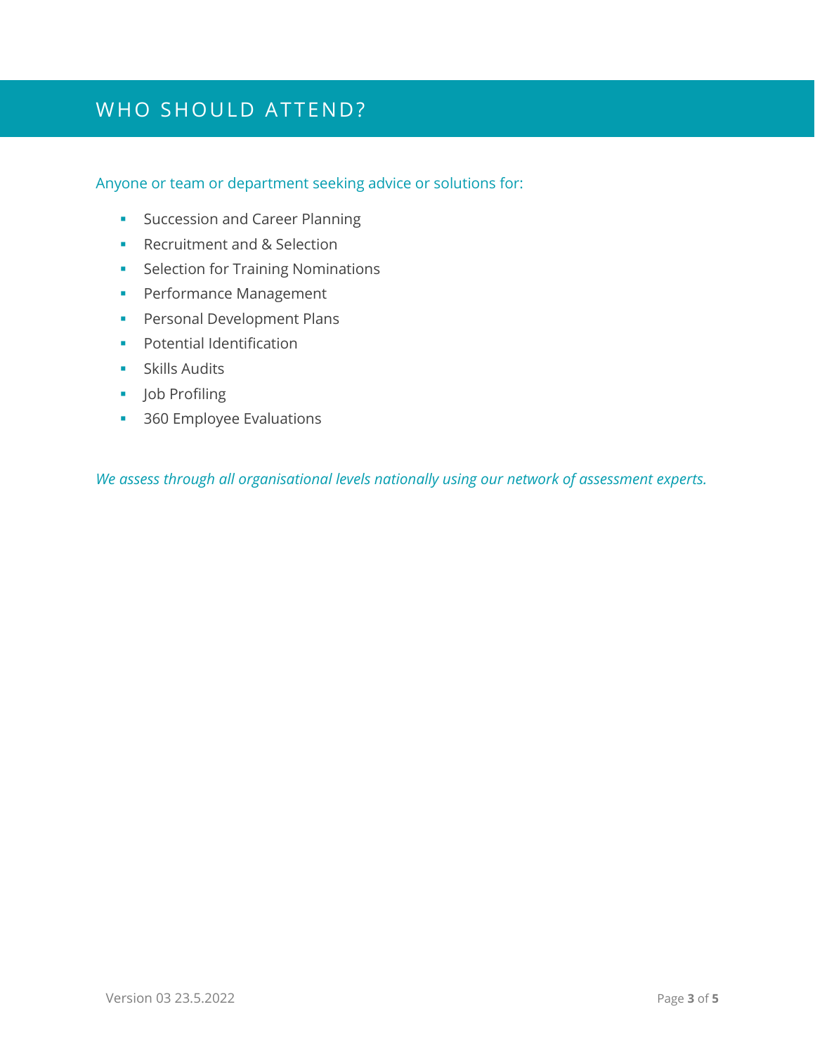# WHO SHOULD ATTEND?

Anyone or team or department seeking advice or solutions for:

- Succession and Career Planning
- Recruitment and & Selection
- Selection for Training Nominations
- Performance Management
- Personal Development Plans
- Potential Identification
- Skills Audits
- Job Profiling
- 360 Employee Evaluations

*We assess through all organisational levels nationally using our network of assessment experts.*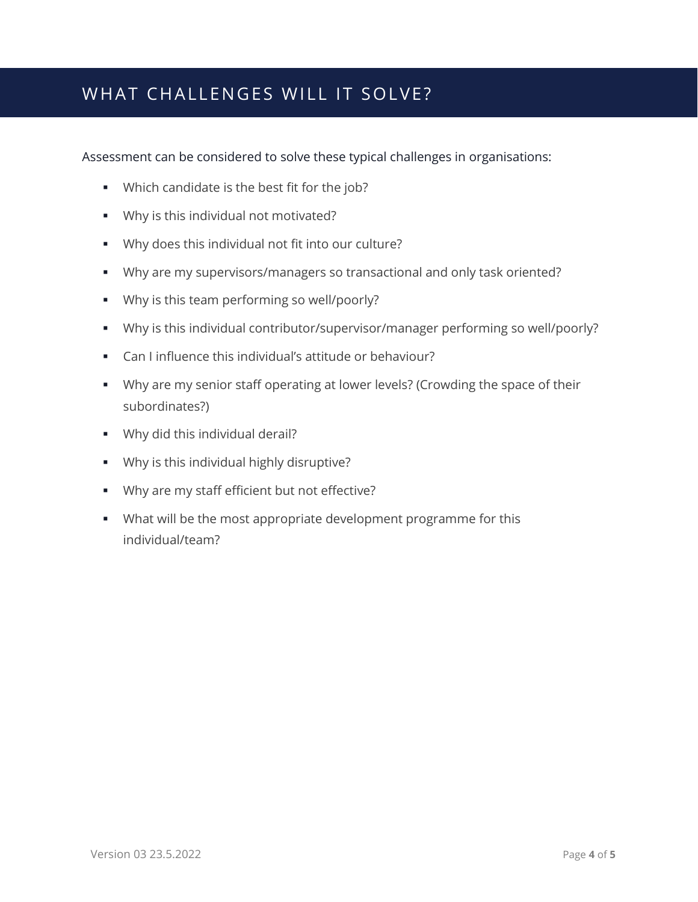# WHAT CHALLENGES WILL IT SOLVE?

Assessment can be considered to solve these typical challenges in organisations:

- Which candidate is the best fit for the job?
- Why is this individual not motivated?
- Why does this individual not fit into our culture?
- Why are my supervisors/managers so transactional and only task oriented?
- Why is this team performing so well/poorly?
- Why is this individual contributor/supervisor/manager performing so well/poorly?
- Can I influence this individual's attitude or behaviour?
- Why are my senior staff operating at lower levels? (Crowding the space of their subordinates?)
- Why did this individual derail?
- Why is this individual highly disruptive?
- Why are my staff efficient but not effective?
- What will be the most appropriate development programme for this individual/team?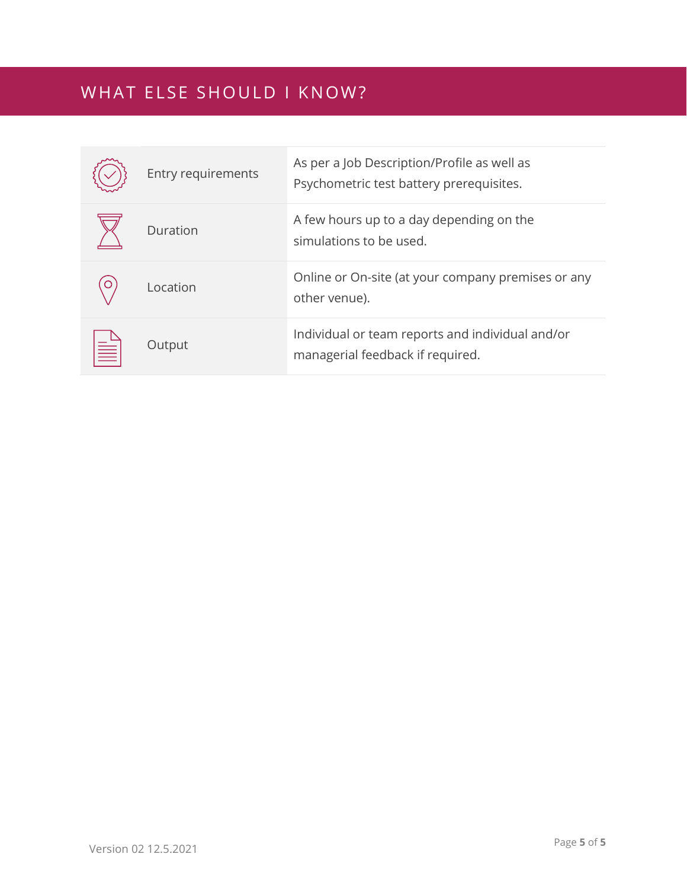## WHAT ELSE SHOULD I KNOW?

| | |
|---|---|
| Entry requirements | As per a Job Description/Profile as well as Psychometric test battery prerequisites. |
| Duration | A few hours up to a day depending on the simulations to be used. |
| Location | Online or On-site (at your company premises or any other venue). |
| Output | Individual or team reports and individual and/or managerial feedback if required. |

Version 02 12.5.2021